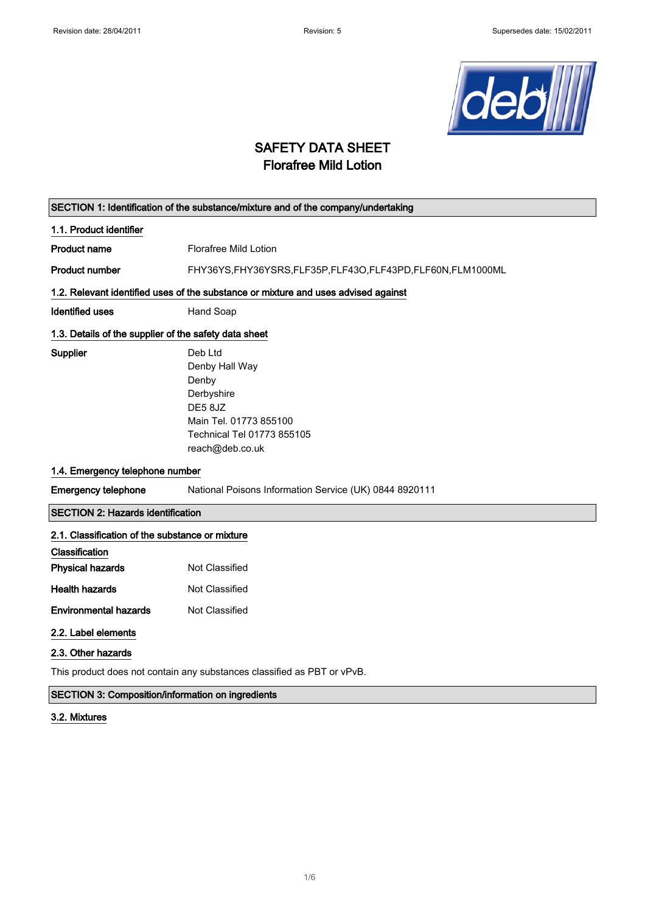# SAFETY DATA SHEET
## Florafree Mild Lotion

## SECTION 1: Identification of the substance/mixture and of the company/undertaking

### 1.1. Product identifier

| | |
|---|---|
| **Product name** | Florafree Mild Lotion |
| **Product number** | FHY36YS,FHY36YSRS,FLF35P,FLF43O,FLF43PD,FLF60N,FLM1000ML |

### 1.2. Relevant identified uses of the substance or mixture and uses advised against

| | |
|---|---|
| **Identified uses** | Hand Soap |

### 1.3. Details of the supplier of the safety data sheet

**Supplier**

Deb Ltd
Denby Hall Way
Denby
Derbyshire
DE5 8JZ
Main Tel. 01773 855100
Technical Tel 01773 855105
reach@deb.co.uk

### 1.4. Emergency telephone number

| | |
|---|---|
| **Emergency telephone** | National Poisons Information Service (UK) 0844 8920111 |

## SECTION 2: Hazards identification

### 2.1. Classification of the substance or mixture

**Classification**

| | |
|---|---|
| **Physical hazards** | Not Classified |
| **Health hazards** | Not Classified |
| **Environmental hazards** | Not Classified |

### 2.2. Label elements

### 2.3. Other hazards

This product does not contain any substances classified as PBT or vPvB.

## SECTION 3: Composition/information on ingredients

### 3.2. Mixtures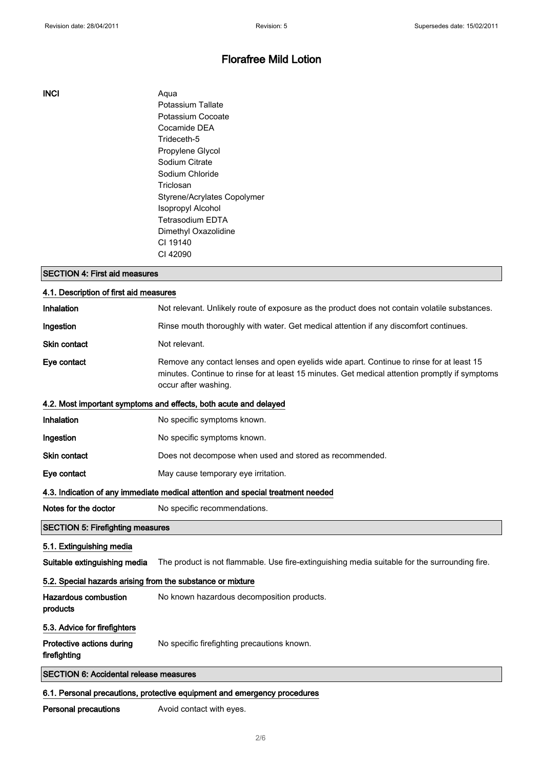# Florafree Mild Lotion

**INCI**

Aqua
Potassium Tallate
Potassium Cocoate
Cocamide DEA
Trideceth-5
Propylene Glycol
Sodium Citrate
Sodium Chloride
Triclosan
Styrene/Acrylates Copolymer
Isopropyl Alcohol
Tetrasodium EDTA
Dimethyl Oxazolidine
CI 19140
CI 42090

## SECTION 4: First aid measures

### 4.1. Description of first aid measures

**Inhalation** Not relevant. Unlikely route of exposure as the product does not contain volatile substances.

**Ingestion** Rinse mouth thoroughly with water. Get medical attention if any discomfort continues.

**Skin contact** Not relevant.

**Eye contact** Remove any contact lenses and open eyelids wide apart. Continue to rinse for at least 15 minutes. Continue to rinse for at least 15 minutes. Get medical attention promptly if symptoms occur after washing.

### 4.2. Most important symptoms and effects, both acute and delayed

**Inhalation** No specific symptoms known.

**Ingestion** No specific symptoms known.

**Skin contact** Does not decompose when used and stored as recommended.

**Eye contact** May cause temporary eye irritation.

### 4.3. Indication of any immediate medical attention and special treatment needed

**Notes for the doctor** No specific recommendations.

## SECTION 5: Firefighting measures

### 5.1. Extinguishing media

**Suitable extinguishing media** The product is not flammable. Use fire-extinguishing media suitable for the surrounding fire.

### 5.2. Special hazards arising from the substance or mixture

**Hazardous combustion products** No known hazardous decomposition products.

### 5.3. Advice for firefighters

**Protective actions during firefighting** No specific firefighting precautions known.

## SECTION 6: Accidental release measures

### 6.1. Personal precautions, protective equipment and emergency procedures

**Personal precautions** Avoid contact with eyes.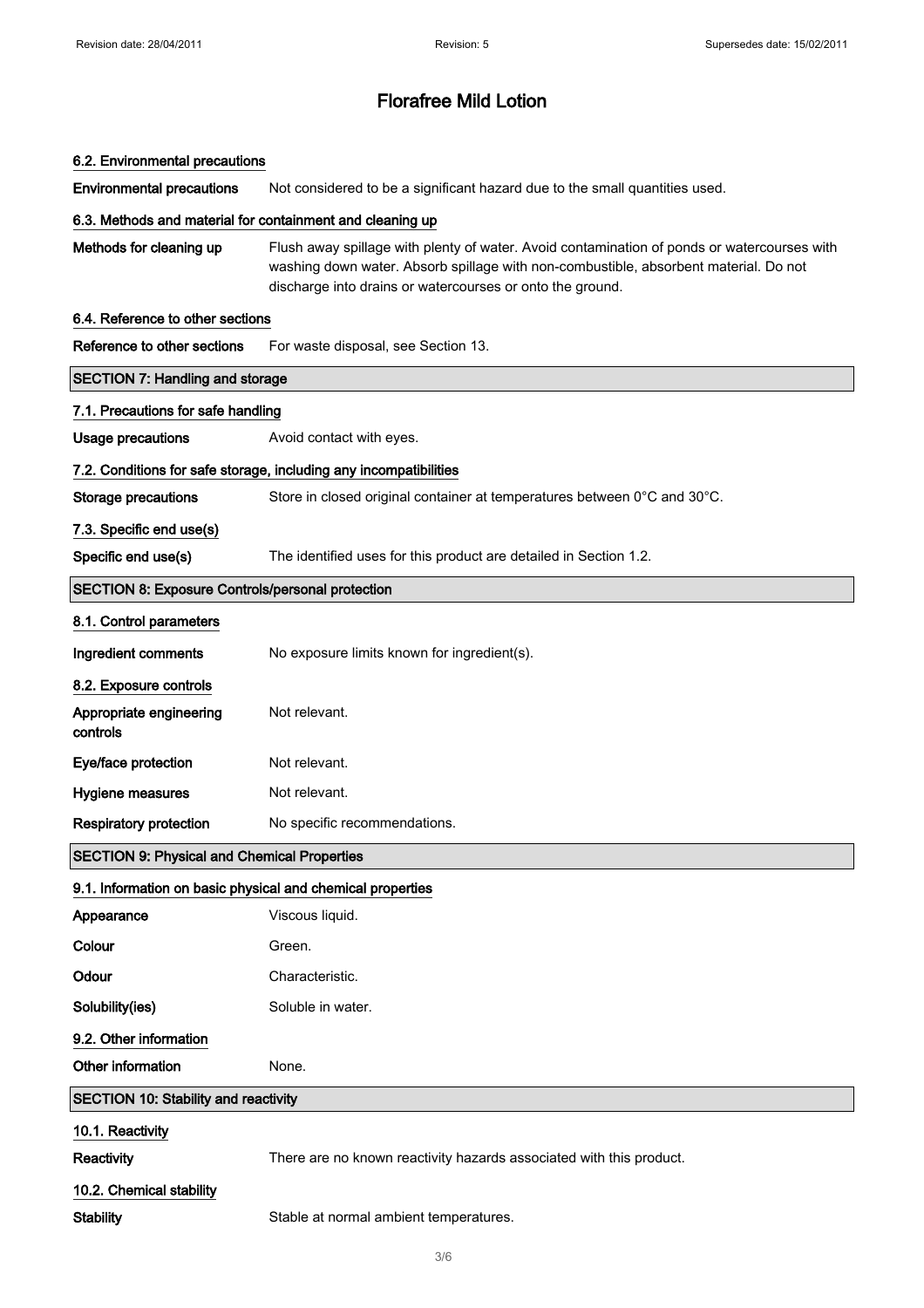# Florafree Mild Lotion

### 6.2. Environmental precautions

**Environmental precautions** Not considered to be a significant hazard due to the small quantities used.

### 6.3. Methods and material for containment and cleaning up

**Methods for cleaning up** Flush away spillage with plenty of water. Avoid contamination of ponds or watercourses with washing down water. Absorb spillage with non-combustible, absorbent material. Do not discharge into drains or watercourses or onto the ground.

### 6.4. Reference to other sections

**Reference to other sections** For waste disposal, see Section 13.

## SECTION 7: Handling and storage

### 7.1. Precautions for safe handling

**Usage precautions** Avoid contact with eyes.

### 7.2. Conditions for safe storage, including any incompatibilities

**Storage precautions** Store in closed original container at temperatures between 0°C and 30°C.

### 7.3. Specific end use(s)

**Specific end use(s)** The identified uses for this product are detailed in Section 1.2.

## SECTION 8: Exposure Controls/personal protection

### 8.1. Control parameters

**Ingredient comments** No exposure limits known for ingredient(s).

### 8.2. Exposure controls

**Appropriate engineering controls** Not relevant.

**Eye/face protection** Not relevant.

**Hygiene measures** Not relevant.

**Respiratory protection** No specific recommendations.

## SECTION 9: Physical and Chemical Properties

### 9.1. Information on basic physical and chemical properties

**Appearance** Viscous liquid.

**Colour** Green.

**Odour** Characteristic.

**Solubility(ies)** Soluble in water.

### 9.2. Other information

**Other information** None.

## SECTION 10: Stability and reactivity

### 10.1. Reactivity

**Reactivity** There are no known reactivity hazards associated with this product.

### 10.2. Chemical stability

**Stability** Stable at normal ambient temperatures.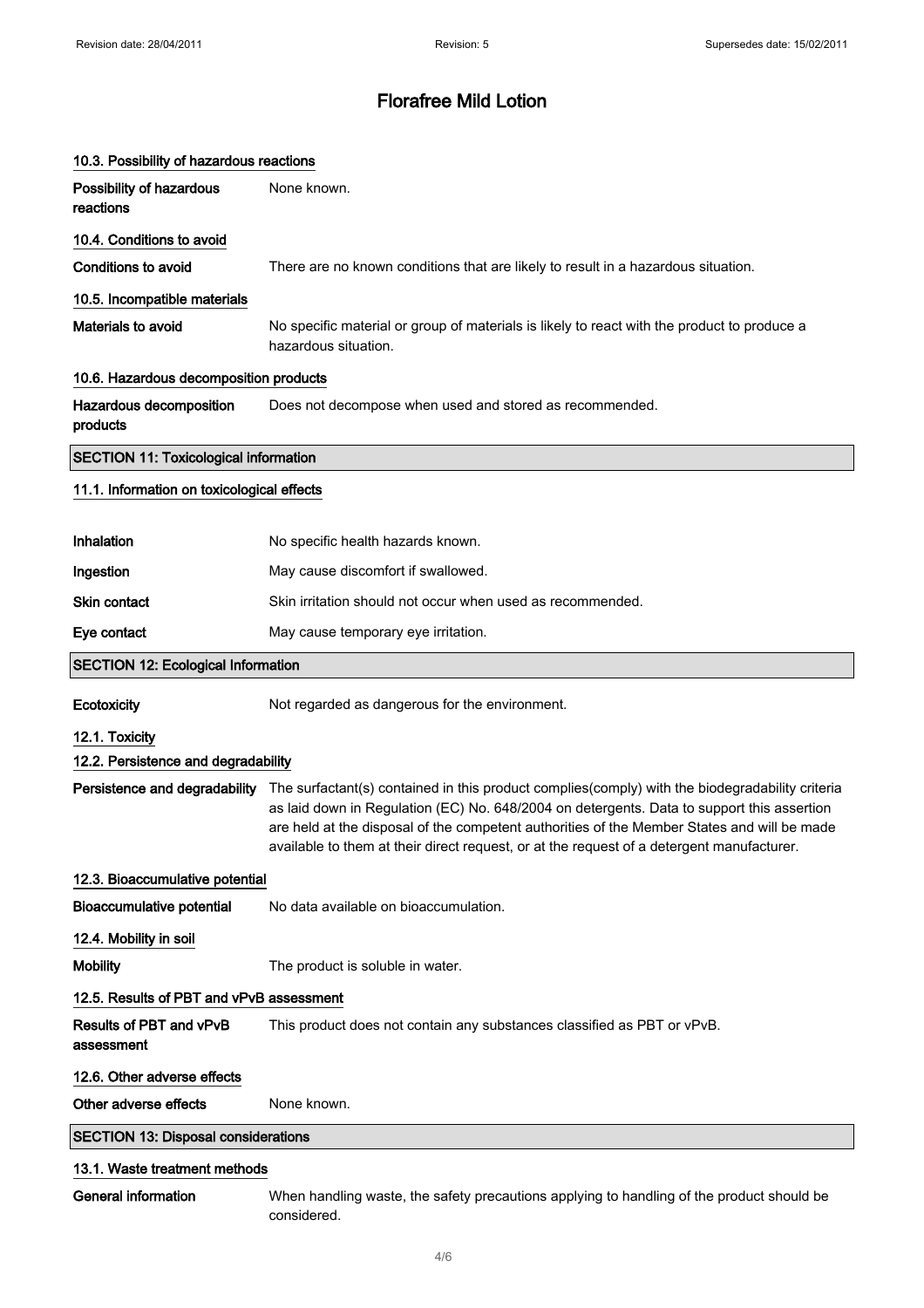# Florafree Mild Lotion

### 10.3. Possibility of hazardous reactions

| | |
|---|---|
| **Possibility of hazardous reactions** | None known. |

### 10.4. Conditions to avoid

| | |
|---|---|
| **Conditions to avoid** | There are no known conditions that are likely to result in a hazardous situation. |

### 10.5. Incompatible materials

| | |
|---|---|
| **Materials to avoid** | No specific material or group of materials is likely to react with the product to produce a hazardous situation. |

### 10.6. Hazardous decomposition products

| | |
|---|---|
| **Hazardous decomposition products** | Does not decompose when used and stored as recommended. |

## SECTION 11: Toxicological information

### 11.1. Information on toxicological effects

| | |
|---|---|
| **Inhalation** | No specific health hazards known. |
| **Ingestion** | May cause discomfort if swallowed. |
| **Skin contact** | Skin irritation should not occur when used as recommended. |
| **Eye contact** | May cause temporary eye irritation. |

## SECTION 12: Ecological Information

| | |
|---|---|
| **Ecotoxicity** | Not regarded as dangerous for the environment. |

### 12.1. Toxicity

### 12.2. Persistence and degradability

| | |
|---|---|
| **Persistence and degradability** | The surfactant(s) contained in this product complies(comply) with the biodegradability criteria as laid down in Regulation (EC) No. 648/2004 on detergents. Data to support this assertion are held at the disposal of the competent authorities of the Member States and will be made available to them at their direct request, or at the request of a detergent manufacturer. |

### 12.3. Bioaccumulative potential

| | |
|---|---|
| **Bioaccumulative potential** | No data available on bioaccumulation. |

### 12.4. Mobility in soil

| | |
|---|---|
| **Mobility** | The product is soluble in water. |

### 12.5. Results of PBT and vPvB assessment

| | |
|---|---|
| **Results of PBT and vPvB assessment** | This product does not contain any substances classified as PBT or vPvB. |

### 12.6. Other adverse effects

| | |
|---|---|
| **Other adverse effects** | None known. |

## SECTION 13: Disposal considerations

### 13.1. Waste treatment methods

| | |
|---|---|
| **General information** | When handling waste, the safety precautions applying to handling of the product should be considered. |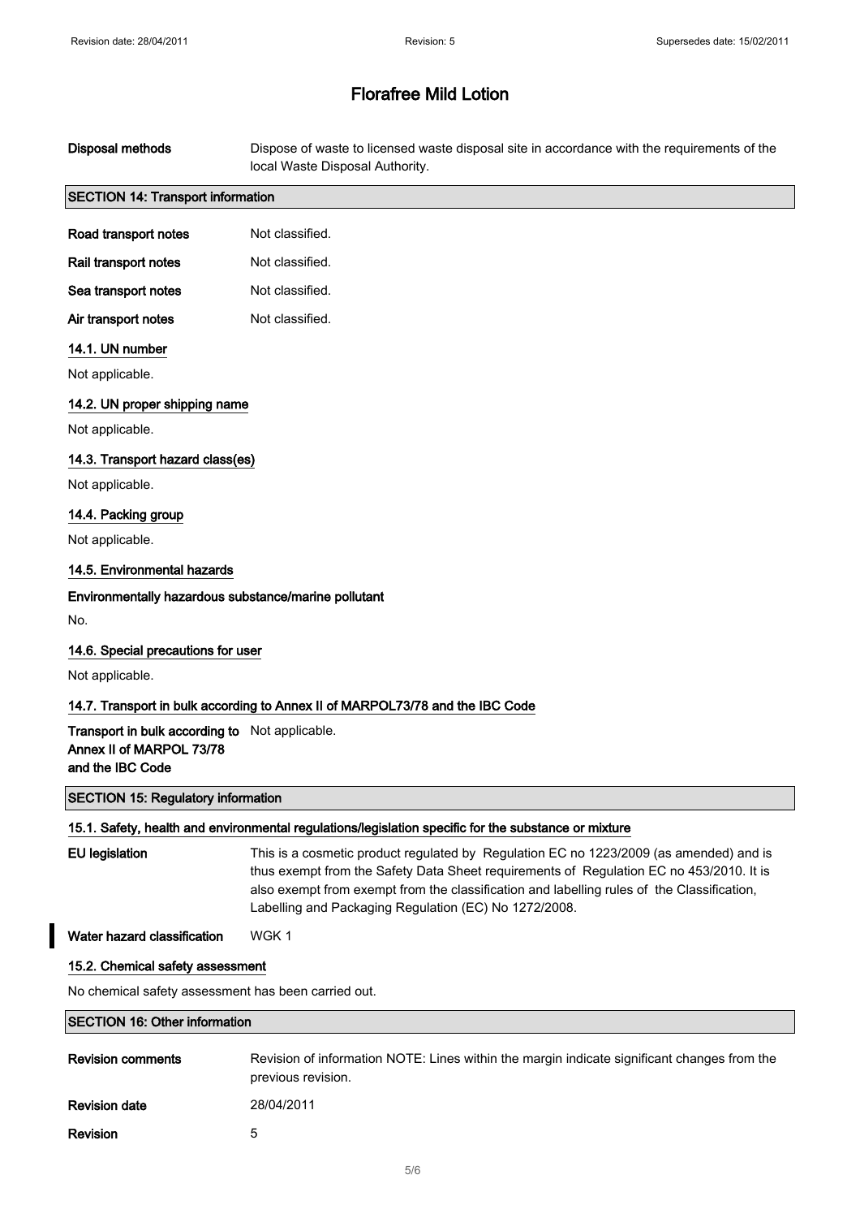# Florafree Mild Lotion

**Disposal methods** Dispose of waste to licensed waste disposal site in accordance with the requirements of the local Waste Disposal Authority.

## SECTION 14: Transport information

**Road transport notes** Not classified.

**Rail transport notes** Not classified.

**Sea transport notes** Not classified.

**Air transport notes** Not classified.

### 14.1. UN number

Not applicable.

### 14.2. UN proper shipping name

Not applicable.

### 14.3. Transport hazard class(es)

Not applicable.

### 14.4. Packing group

Not applicable.

### 14.5. Environmental hazards

**Environmentally hazardous substance/marine pollutant**

No.

### 14.6. Special precautions for user

Not applicable.

### 14.7. Transport in bulk according to Annex II of MARPOL73/78 and the IBC Code

**Transport in bulk according to Annex II of MARPOL 73/78 and the IBC Code** Not applicable.

## SECTION 15: Regulatory information

### 15.1. Safety, health and environmental regulations/legislation specific for the substance or mixture

**EU legislation** This is a cosmetic product regulated by Regulation EC no 1223/2009 (as amended) and is thus exempt from the Safety Data Sheet requirements of Regulation EC no 453/2010. It is also exempt from exempt from the classification and labelling rules of the Classification, Labelling and Packaging Regulation (EC) No 1272/2008.

**Water hazard classification** WGK 1

### 15.2. Chemical safety assessment

No chemical safety assessment has been carried out.

## SECTION 16: Other information

**Revision comments** Revision of information NOTE: Lines within the margin indicate significant changes from the previous revision.

**Revision date** 28/04/2011

**Revision** 5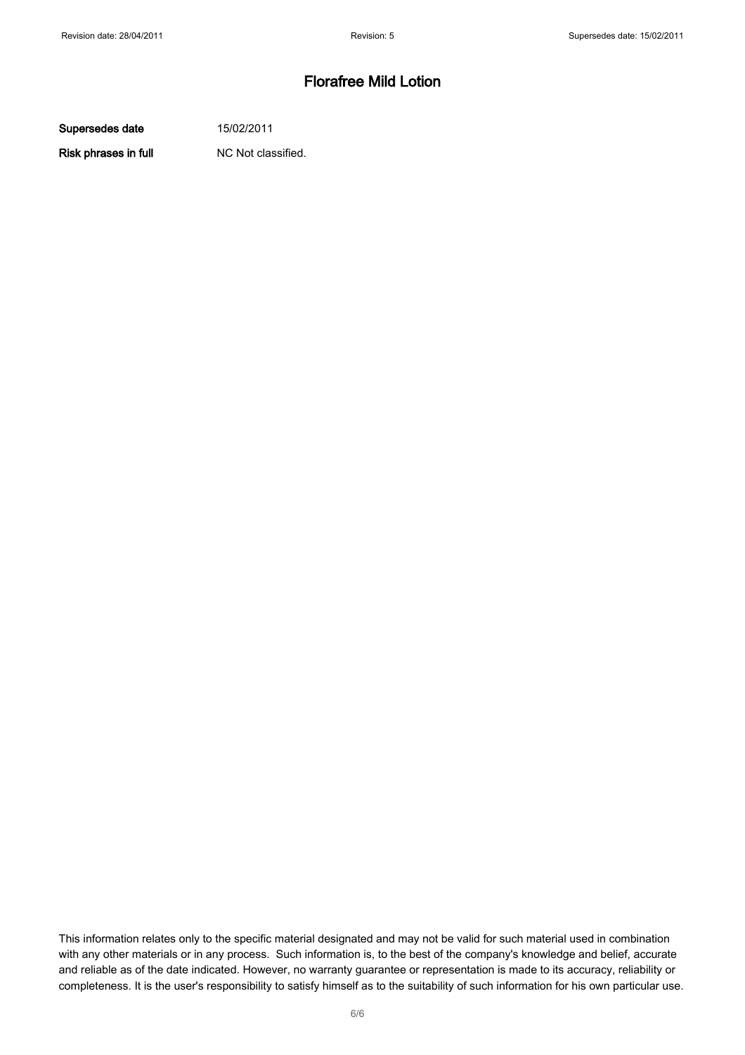# Florafree Mild Lotion

**Supersedes date** 15/02/2011

**Risk phrases in full** NC Not classified.

This information relates only to the specific material designated and may not be valid for such material used in combination with any other materials or in any process. Such information is, to the best of the company's knowledge and belief, accurate and reliable as of the date indicated. However, no warranty guarantee or representation is made to its accuracy, reliability or completeness. It is the user's responsibility to satisfy himself as to the suitability of such information for his own particular use.